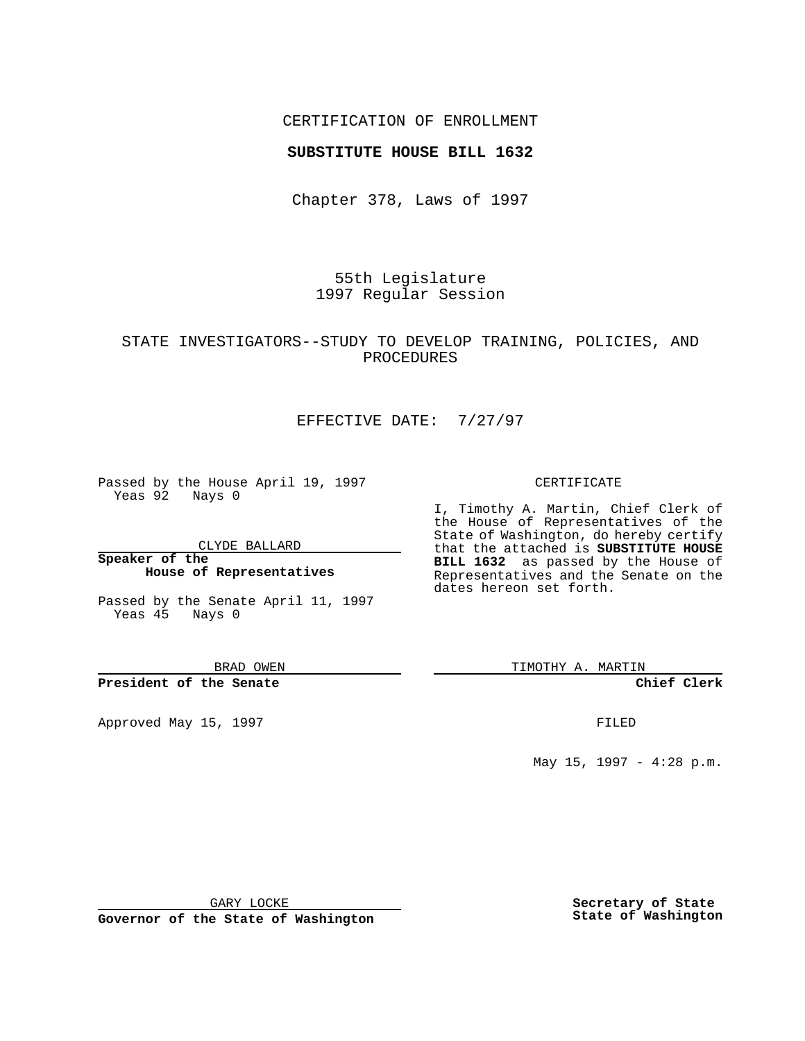CERTIFICATION OF ENROLLMENT

**SUBSTITUTE HOUSE BILL 1632**

Chapter 378, Laws of 1997

55th Legislature
1997 Regular Session

STATE INVESTIGATORS--STUDY TO DEVELOP TRAINING, POLICIES, AND PROCEDURES

EFFECTIVE DATE: 7/27/97

Passed by the House April 19, 1997
Yeas 92 Nays 0

CLYDE BALLARD

**Speaker of the House of Representatives**

Passed by the Senate April 11, 1997
Yeas 45 Nays 0

BRAD OWEN

**President of the Senate**

Approved May 15, 1997

GARY LOCKE

**Governor of the State of Washington**

CERTIFICATE

I, Timothy A. Martin, Chief Clerk of the House of Representatives of the State of Washington, do hereby certify that the attached is **SUBSTITUTE HOUSE BILL 1632** as passed by the House of Representatives and the Senate on the dates hereon set forth.

TIMOTHY A. MARTIN

**Chief Clerk**

FILED

May 15, 1997 - 4:28 p.m.

**Secretary of State**
**State of Washington**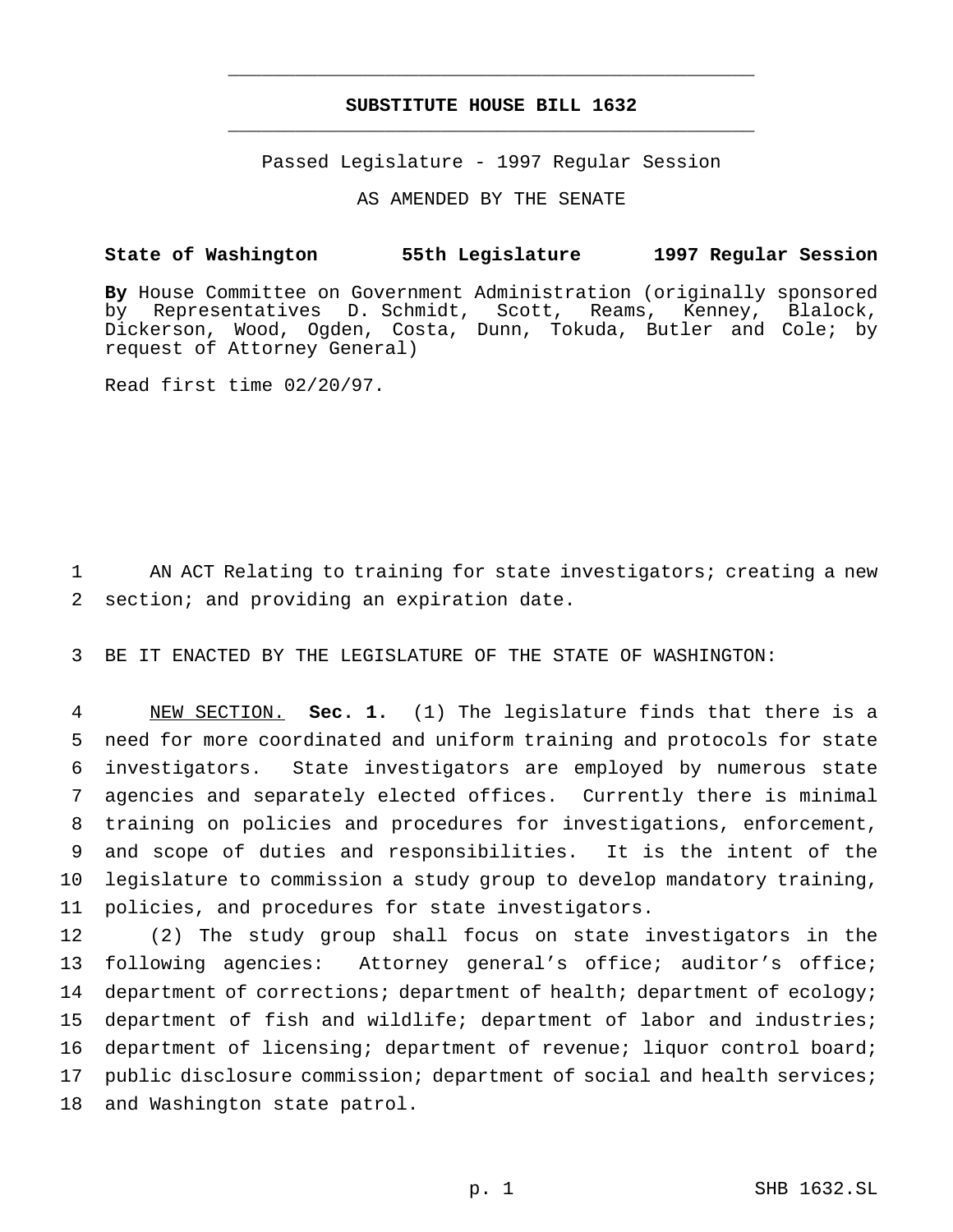**SUBSTITUTE HOUSE BILL 1632**

Passed Legislature - 1997 Regular Session

AS AMENDED BY THE SENATE

**State of Washington 55th Legislature 1997 Regular Session**

**By** House Committee on Government Administration (originally sponsored by Representatives D. Schmidt, Scott, Reams, Kenney, Blalock, Dickerson, Wood, Ogden, Costa, Dunn, Tokuda, Butler and Cole; by request of Attorney General)

Read first time 02/20/97.

AN ACT Relating to training for state investigators; creating a new section; and providing an expiration date.

BE IT ENACTED BY THE LEGISLATURE OF THE STATE OF WASHINGTON:

NEW SECTION. **Sec. 1.** (1) The legislature finds that there is a need for more coordinated and uniform training and protocols for state investigators. State investigators are employed by numerous state agencies and separately elected offices. Currently there is minimal training on policies and procedures for investigations, enforcement, and scope of duties and responsibilities. It is the intent of the legislature to commission a study group to develop mandatory training, policies, and procedures for state investigators.

(2) The study group shall focus on state investigators in the following agencies: Attorney general's office; auditor's office; department of corrections; department of health; department of ecology; department of fish and wildlife; department of labor and industries; department of licensing; department of revenue; liquor control board; public disclosure commission; department of social and health services; and Washington state patrol.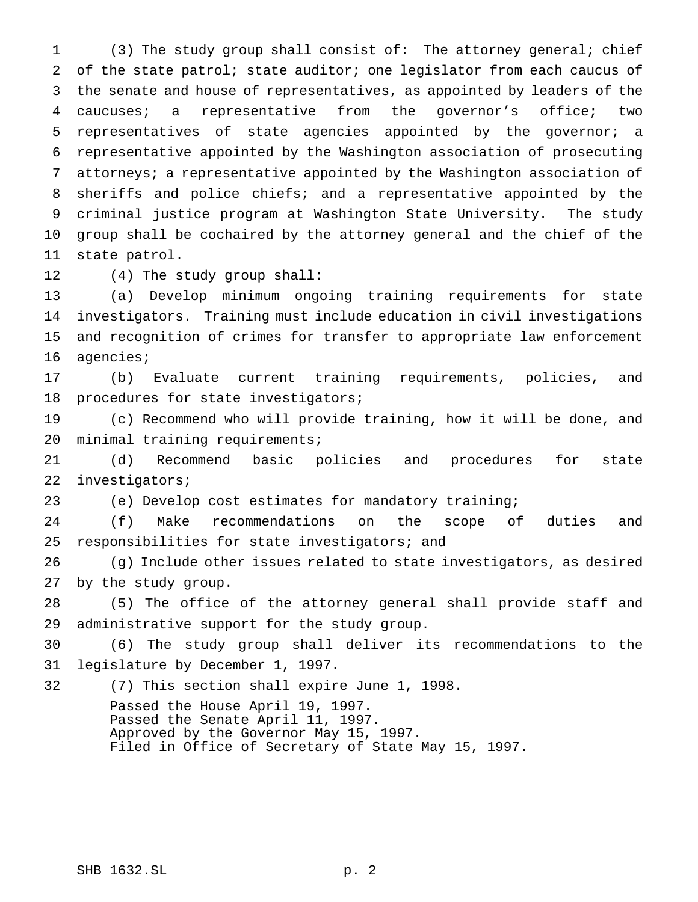(3) The study group shall consist of: The attorney general; chief of the state patrol; state auditor; one legislator from each caucus of the senate and house of representatives, as appointed by leaders of the caucuses; a representative from the governor's office; two representatives of state agencies appointed by the governor; a representative appointed by the Washington association of prosecuting attorneys; a representative appointed by the Washington association of sheriffs and police chiefs; and a representative appointed by the criminal justice program at Washington State University. The study group shall be cochaired by the attorney general and the chief of the state patrol.

(4) The study group shall:

(a) Develop minimum ongoing training requirements for state investigators. Training must include education in civil investigations and recognition of crimes for transfer to appropriate law enforcement agencies;

(b) Evaluate current training requirements, policies, and procedures for state investigators;

(c) Recommend who will provide training, how it will be done, and minimal training requirements;

(d) Recommend basic policies and procedures for state investigators;

(e) Develop cost estimates for mandatory training;

(f) Make recommendations on the scope of duties and responsibilities for state investigators; and

(g) Include other issues related to state investigators, as desired by the study group.

(5) The office of the attorney general shall provide staff and administrative support for the study group.

(6) The study group shall deliver its recommendations to the legislature by December 1, 1997.

(7) This section shall expire June 1, 1998.

Passed the House April 19, 1997.
Passed the Senate April 11, 1997.
Approved by the Governor May 15, 1997.
Filed in Office of Secretary of State May 15, 1997.